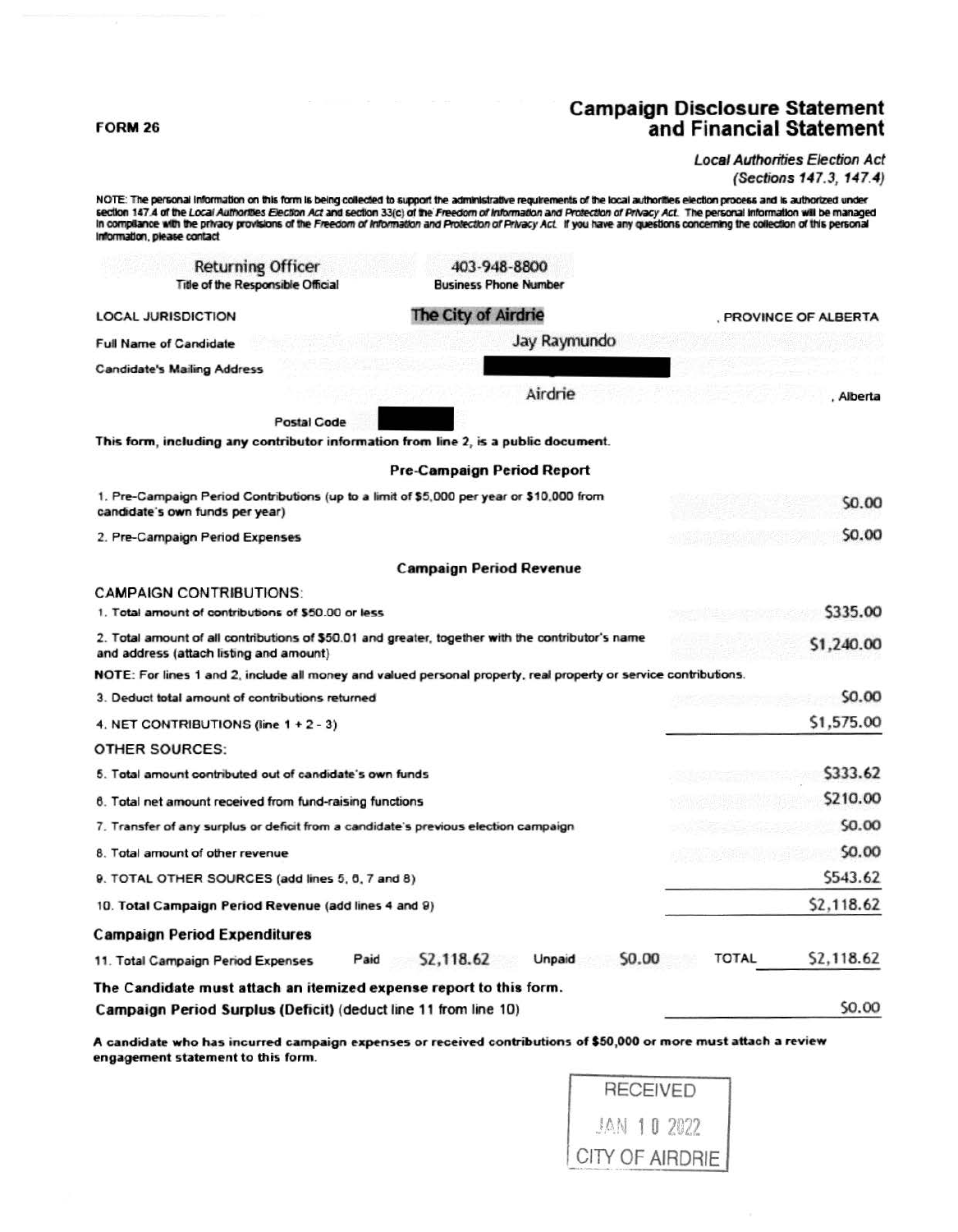**FORM 26**

# Campaign Disclosure Statement and Financial Statement

*Local Authorities Election Act*
*(Sections 147.3, 147.4)*

NOTE: The personal information on this form is being collected to support the administrative requirements of the local authorities election process and is authorized under section 147.4 of the *Local Authorities Election Act* and section 33(c) of the *Freedom of Information and Protection of Privacy Act*. The personal information will be managed in compliance with the privacy provisions of the *Freedom of Information and Protection of Privacy Act*. If you have any questions concerning the collection of this personal information, please contact

| Returning Officer | 403-948-8800 |
|---|---|
| Title of the Responsible Official | Business Phone Number |

LOCAL JURISDICTION The City of Airdrie, PROVINCE OF ALBERTA

Full Name of Candidate: Jay Raymundo

Candidate's Mailing Address: [redacted]

Airdrie, Alberta

Postal Code: [redacted]

**This form, including any contributor information from line 2, is a public document.**

### Pre-Campaign Period Report

| | |
|---|---|
| 1. Pre-Campaign Period Contributions (up to a limit of $5,000 per year or $10,000 from candidate's own funds per year) | $0.00 |
| 2. Pre-Campaign Period Expenses | $0.00 |

### Campaign Period Revenue

CAMPAIGN CONTRIBUTIONS:

| | |
|---|---|
| 1. Total amount of contributions of $50.00 or less | $335.00 |
| 2. Total amount of all contributions of $50.01 and greater, together with the contributor's name and address (attach listing and amount) | $1,240.00 |

NOTE: For lines 1 and 2, include all money and valued personal property, real property or service contributions.

| | |
|---|---|
| 3. Deduct total amount of contributions returned | $0.00 |
| 4. NET CONTRIBUTIONS (line 1 + 2 - 3) | $1,575.00 |

OTHER SOURCES:

| | |
|---|---|
| 5. Total amount contributed out of candidate's own funds | $333.62 |
| 6. Total net amount received from fund-raising functions | $210.00 |
| 7. Transfer of any surplus or deficit from a candidate's previous election campaign | $0.00 |
| 8. Total amount of other revenue | $0.00 |
| 9. TOTAL OTHER SOURCES (add lines 5, 6, 7 and 8) | $543.62 |
| 10. **Total Campaign Period Revenue** (add lines 4 and 9) | $2,118.62 |

### Campaign Period Expenditures

| | | | | | | |
|---|---|---|---|---|---|---|
| 11. Total Campaign Period Expenses | Paid | $2,118.62 | Unpaid | $0.00 | TOTAL | $2,118.62 |

**The Candidate must attach an itemized expense report to this form.**

**Campaign Period Surplus (Deficit)** (deduct line 11 from line 10) $0.00

**A candidate who has incurred campaign expenses or received contributions of $50,000 or more must attach a review engagement statement to this form.**

RECEIVED
JAN 10 2022
CITY OF AIRDRIE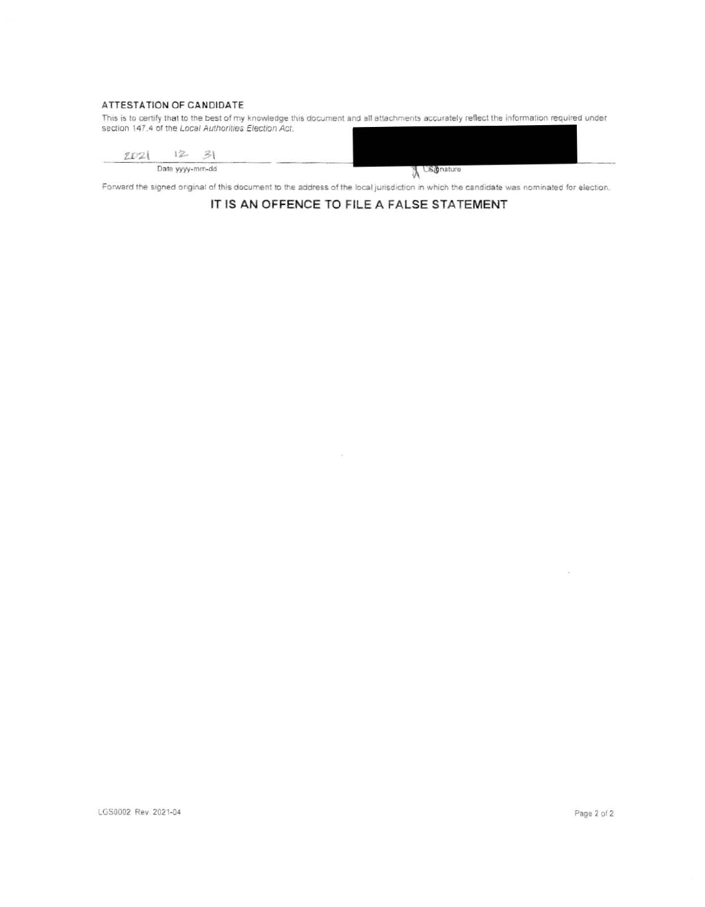## ATTESTATION OF CANDIDATE

This is to certify that to the best of my knowledge this document and all attachments accurately reflect the information required under section 147.4 of the *Local Authorities Election Act*.

| 2021 12 31 | |
|---|---|
| Date yyyy-mm-dd | Signature |

Forward the signed original of this document to the address of the local jurisdiction in which the candidate was nominated for election.

**IT IS AN OFFENCE TO FILE A FALSE STATEMENT**

LGS0002 Rev. 2021-04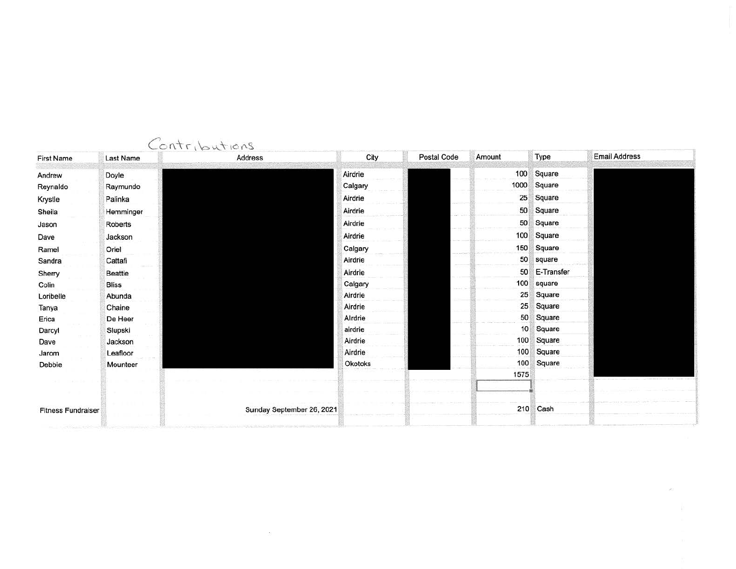Contributions

| First Name | Last Name | Address | City | Postal Code | Amount | Type | Email Address |
|---|---|---|---|---|---|---|---|
| Andrew | Doyle | | Airdrie | | 100 | Square | |
| Reynaldo | Raymundo | | Calgary | | 1000 | Square | |
| Krystle | Palinka | | Airdrie | | 25 | Square | |
| Sheila | Hemminger | | Airdrie | | 50 | Square | |
| Jason | Roberts | | Airdrie | | 50 | Square | |
| Dave | Jackson | | Airdrie | | 100 | Square | |
| Ramel | Oriel | | Calgary | | 150 | Square | |
| Sandra | Cattafi | | Airdrie | | 50 | square | |
| Sherry | Beattie | | Airdrie | | 50 | E-Transfer | |
| Colin | Bliss | | Calgary | | 100 | square | |
| Loribelle | Abunda | | Airdrie | | 25 | Square | |
| Tanya | Chaine | | Airdrie | | 25 | Square | |
| Erica | De Heer | | Alrdrie | | 50 | Square | |
| Darcyl | Slupski | | airdrie | | 10 | Square | |
| Dave | Jackson | | Airdrie | | 100 | Square | |
| Jarom | Leafloor | | Airdrie | | 100 | Square | |
| Debbie | Mounteer | | Okotoks | | 100 | Square | |
| | | | | | 1575 | | |
| | | | | | | | |
| Fitness Fundraiser | | Sunday September 26, 2021 | | | 210 | Cash | |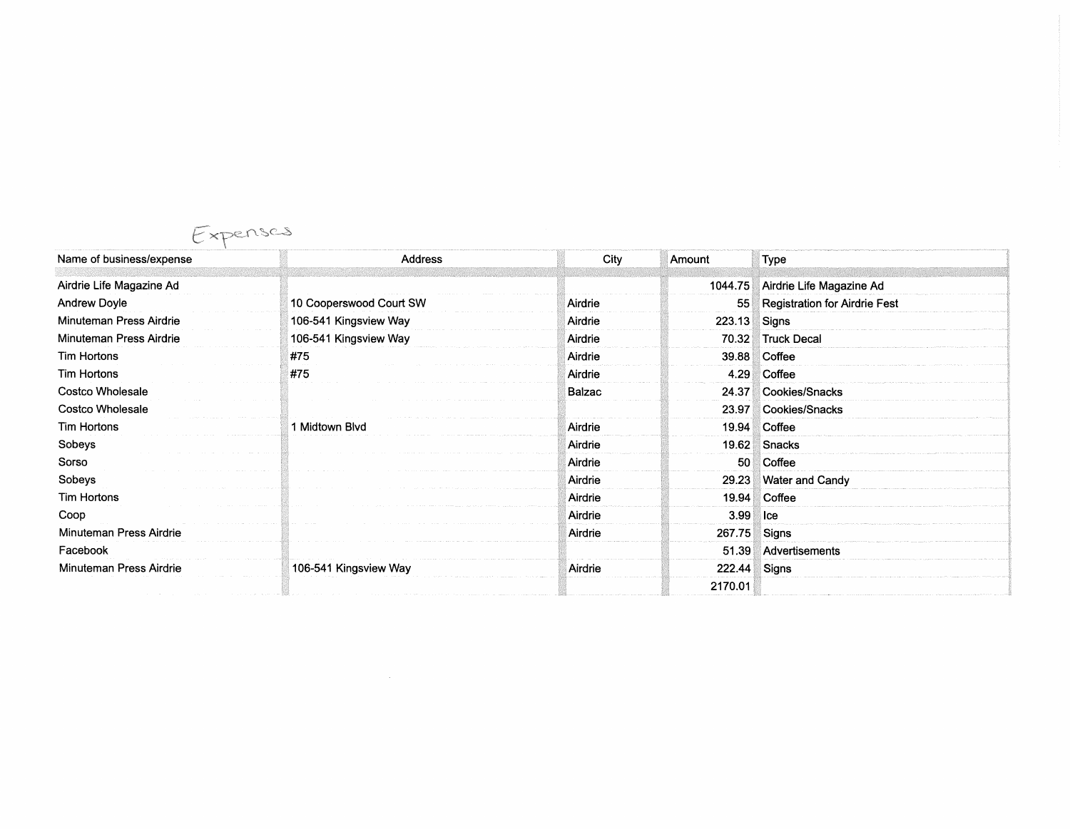Expenses

| Name of business/expense | Address | City | Amount | Type |
| --- | --- | --- | --- | --- |
| Airdrie Life Magazine Ad | | | 1044.75 | Airdrie Life Magazine Ad |
| Andrew Doyle | 10 Cooperswood Court SW | Airdrie | 55 | Registration for Airdrie Fest |
| Minuteman Press Airdrie | 106-541 Kingsview Way | Airdrie | 223.13 | Signs |
| Minuteman Press Airdrie | 106-541 Kingsview Way | Airdrie | 70.32 | Truck Decal |
| Tim Hortons | #75 | Airdrie | 39.88 | Coffee |
| Tim Hortons | #75 | Airdrie | 4.29 | Coffee |
| Costco Wholesale | | Balzac | 24.37 | Cookies/Snacks |
| Costco Wholesale | | | 23.97 | Cookies/Snacks |
| Tim Hortons | 1 Midtown Blvd | Airdrie | 19.94 | Coffee |
| Sobeys | | Airdrie | 19.62 | Snacks |
| Sorso | | Airdrie | 50 | Coffee |
| Sobeys | | Airdrie | 29.23 | Water and Candy |
| Tim Hortons | | Airdrie | 19.94 | Coffee |
| Coop | | Airdrie | 3.99 | Ice |
| Minuteman Press Airdrie | | Airdrie | 267.75 | Signs |
| Facebook | | | 51.39 | Advertisements |
| Minuteman Press Airdrie | 106-541 Kingsview Way | Airdrie | 222.44 | Signs |
| | | | 2170.01 | |